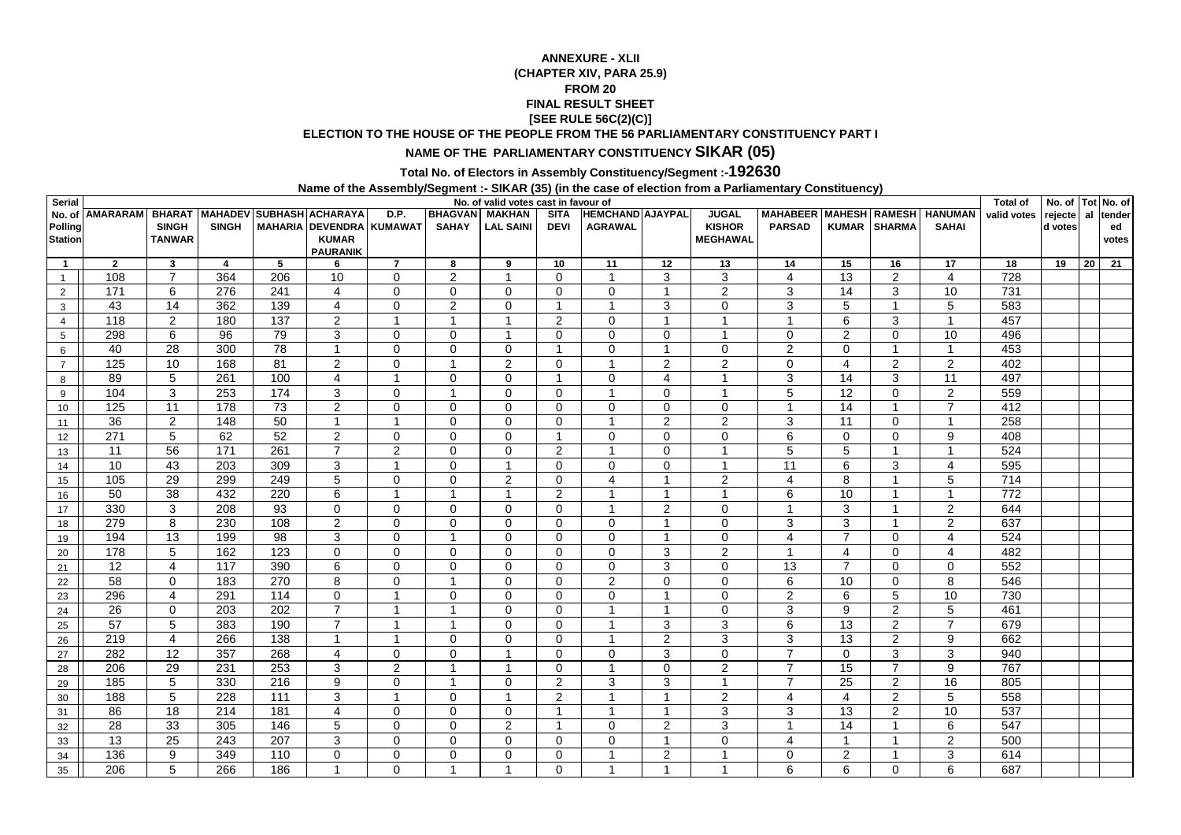**ANNEXURE - XLII**

**(CHAPTER XIV, PARA 25.9)**

**FROM 20**

**FINAL RESULT SHEET**

**[SEE RULE 56C(2)(C)]**

**ELECTION TO THE HOUSE OF THE PEOPLE FROM THE 56 PARLIAMENTARY CONSTITUENCY PART I**

**NAME OF THE PARLIAMENTARY CONSTITUENCY SIKAR (05)**

**Total No. of Electors in Assembly Constituency/Segment :-192630**

**Name of the Assembly/Segment :- SIKAR (35) (in the case of election from a Parliamentary Constituency)**

| Serial No. of Polling Station | No. of valid votes cast in favour of | | | | | | | | | | | | | | | | Total of valid votes | No. of rejected votes | Total | No. of tendered votes |
|---|---|---|---|---|---|---|---|---|---|---|---|---|---|---|---|---|---|---|---|---|
| | AMARARAM | BHARAT SINGH TANWAR | MAHADEV SINGH | SUBHASH MAHARIA | ACHARAYA DEVENDRA KUMAR PAURANIK | D.P. KUMAWAT | BHAGVAN SAHAY | MAKHAN LAL SAINI | SITA DEVI | HEMCHAND AGRAWAL | AJAYPAL | JUGAL KISHOR MEGHAWAL | MAHABEER PARSAD | MAHESH KUMAR | RAMESH SHARMA | HANUMAN SAHAI | | | | |
| 1 | 2 | 3 | 4 | 5 | 6 | 7 | 8 | 9 | 10 | 11 | 12 | 13 | 14 | 15 | 16 | 17 | 18 | 19 | 20 | 21 |
| 1 | 108 | 7 | 364 | 206 | 10 | 0 | 2 | 1 | 0 | 1 | 3 | 3 | 4 | 13 | 2 | 4 | 728 | | | |
| 2 | 171 | 6 | 276 | 241 | 4 | 0 | 0 | 0 | 0 | 0 | 1 | 2 | 3 | 14 | 3 | 10 | 731 | | | |
| 3 | 43 | 14 | 362 | 139 | 4 | 0 | 2 | 0 | 1 | 1 | 3 | 0 | 3 | 5 | 1 | 5 | 583 | | | |
| 4 | 118 | 2 | 180 | 137 | 2 | 1 | 1 | 1 | 2 | 0 | 1 | 1 | 1 | 6 | 3 | 1 | 457 | | | |
| 5 | 298 | 6 | 96 | 79 | 3 | 0 | 0 | 1 | 0 | 0 | 0 | 1 | 0 | 2 | 0 | 10 | 496 | | | |
| 6 | 40 | 28 | 300 | 78 | 1 | 0 | 0 | 0 | 1 | 0 | 1 | 0 | 2 | 0 | 1 | 1 | 453 | | | |
| 7 | 125 | 10 | 168 | 81 | 2 | 0 | 1 | 2 | 0 | 1 | 2 | 2 | 0 | 4 | 2 | 2 | 402 | | | |
| 8 | 89 | 5 | 261 | 100 | 4 | 1 | 0 | 0 | 1 | 0 | 4 | 1 | 3 | 14 | 3 | 11 | 497 | | | |
| 9 | 104 | 3 | 253 | 174 | 3 | 0 | 1 | 0 | 0 | 1 | 0 | 1 | 5 | 12 | 0 | 2 | 559 | | | |
| 10 | 125 | 11 | 178 | 73 | 2 | 0 | 0 | 0 | 0 | 0 | 0 | 0 | 1 | 14 | 1 | 7 | 412 | | | |
| 11 | 36 | 2 | 148 | 50 | 1 | 1 | 0 | 0 | 0 | 1 | 2 | 2 | 3 | 11 | 0 | 1 | 258 | | | |
| 12 | 271 | 5 | 62 | 52 | 2 | 0 | 0 | 0 | 1 | 0 | 0 | 0 | 6 | 0 | 0 | 9 | 408 | | | |
| 13 | 11 | 56 | 171 | 261 | 7 | 2 | 0 | 0 | 2 | 1 | 0 | 1 | 5 | 5 | 1 | 1 | 524 | | | |
| 14 | 10 | 43 | 203 | 309 | 3 | 1 | 0 | 1 | 0 | 0 | 0 | 1 | 11 | 6 | 3 | 4 | 595 | | | |
| 15 | 105 | 29 | 299 | 249 | 5 | 0 | 0 | 2 | 0 | 4 | 1 | 2 | 4 | 8 | 1 | 5 | 714 | | | |
| 16 | 50 | 38 | 432 | 220 | 6 | 1 | 1 | 1 | 2 | 1 | 1 | 1 | 6 | 10 | 1 | 1 | 772 | | | |
| 17 | 330 | 3 | 208 | 93 | 0 | 0 | 0 | 0 | 0 | 1 | 2 | 0 | 1 | 3 | 1 | 2 | 644 | | | |
| 18 | 279 | 8 | 230 | 108 | 2 | 0 | 0 | 0 | 0 | 0 | 1 | 0 | 3 | 3 | 1 | 2 | 637 | | | |
| 19 | 194 | 13 | 199 | 98 | 3 | 0 | 1 | 0 | 0 | 0 | 1 | 0 | 4 | 7 | 0 | 4 | 524 | | | |
| 20 | 178 | 5 | 162 | 123 | 0 | 0 | 0 | 0 | 0 | 0 | 3 | 2 | 1 | 4 | 0 | 4 | 482 | | | |
| 21 | 12 | 4 | 117 | 390 | 6 | 0 | 0 | 0 | 0 | 0 | 3 | 0 | 13 | 7 | 0 | 0 | 552 | | | |
| 22 | 58 | 0 | 183 | 270 | 8 | 0 | 1 | 0 | 0 | 2 | 0 | 0 | 6 | 10 | 0 | 8 | 546 | | | |
| 23 | 296 | 4 | 291 | 114 | 0 | 1 | 0 | 0 | 0 | 0 | 1 | 0 | 2 | 6 | 5 | 10 | 730 | | | |
| 24 | 26 | 0 | 203 | 202 | 7 | 1 | 1 | 0 | 0 | 1 | 1 | 0 | 3 | 9 | 2 | 5 | 461 | | | |
| 25 | 57 | 5 | 383 | 190 | 7 | 1 | 1 | 0 | 0 | 1 | 3 | 3 | 6 | 13 | 2 | 7 | 679 | | | |
| 26 | 219 | 4 | 266 | 138 | 1 | 1 | 0 | 0 | 0 | 1 | 2 | 3 | 3 | 13 | 2 | 9 | 662 | | | |
| 27 | 282 | 12 | 357 | 268 | 4 | 0 | 0 | 1 | 0 | 0 | 3 | 0 | 7 | 0 | 3 | 3 | 940 | | | |
| 28 | 206 | 29 | 231 | 253 | 3 | 2 | 1 | 1 | 0 | 1 | 0 | 2 | 7 | 15 | 7 | 9 | 767 | | | |
| 29 | 185 | 5 | 330 | 216 | 9 | 0 | 1 | 0 | 2 | 3 | 3 | 1 | 7 | 25 | 2 | 16 | 805 | | | |
| 30 | 188 | 5 | 228 | 111 | 3 | 1 | 0 | 1 | 2 | 1 | 1 | 2 | 4 | 4 | 2 | 5 | 558 | | | |
| 31 | 86 | 18 | 214 | 181 | 4 | 0 | 0 | 0 | 1 | 1 | 1 | 3 | 3 | 13 | 2 | 10 | 537 | | | |
| 32 | 28 | 33 | 305 | 146 | 5 | 0 | 0 | 2 | 1 | 0 | 2 | 3 | 1 | 14 | 1 | 6 | 547 | | | |
| 33 | 13 | 25 | 243 | 207 | 3 | 0 | 0 | 0 | 0 | 0 | 1 | 0 | 4 | 1 | 1 | 2 | 500 | | | |
| 34 | 136 | 9 | 349 | 110 | 0 | 0 | 0 | 0 | 0 | 1 | 2 | 1 | 0 | 2 | 1 | 3 | 614 | | | |
| 35 | 206 | 5 | 266 | 186 | 1 | 0 | 1 | 1 | 0 | 1 | 1 | 1 | 6 | 6 | 0 | 6 | 687 | | | |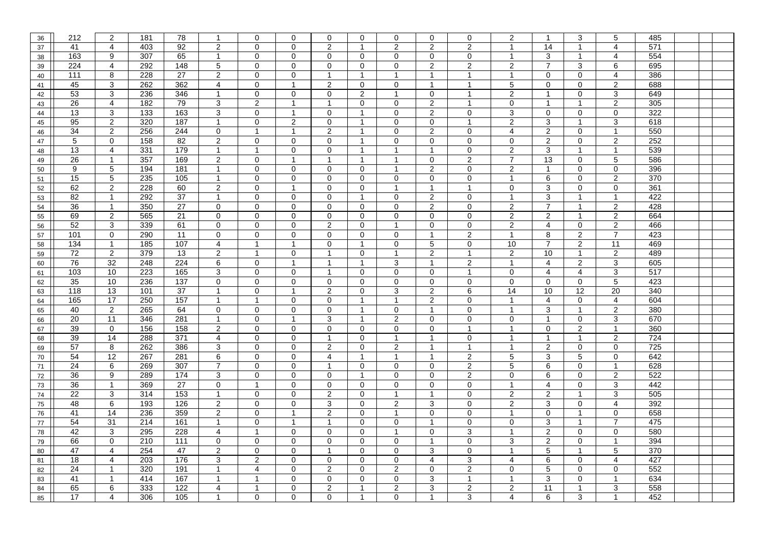| | | | | | | | | | | | | | | | | | | | | |
|---|---|---|---|---|---|---|---|---|---|---|---|---|---|---|---|---|---|---|---|---|
| 36 | 212 | 2 | 181 | 78 | 1 | 0 | 0 | 0 | 0 | 0 | 0 | 0 | 2 | 1 | 3 | 5 | 485 | | | |
| 37 | 41 | 4 | 403 | 92 | 2 | 0 | 0 | 2 | 1 | 2 | 2 | 2 | 1 | 14 | 1 | 4 | 571 | | | |
| 38 | 163 | 9 | 307 | 65 | 1 | 0 | 0 | 0 | 0 | 0 | 0 | 0 | 1 | 3 | 1 | 4 | 554 | | | |
| 39 | 224 | 4 | 292 | 148 | 5 | 0 | 0 | 0 | 0 | 0 | 2 | 2 | 2 | 7 | 3 | 6 | 695 | | | |
| 40 | 111 | 8 | 228 | 27 | 2 | 0 | 0 | 1 | 1 | 1 | 1 | 1 | 1 | 0 | 0 | 4 | 386 | | | |
| 41 | 45 | 3 | 262 | 362 | 4 | 0 | 1 | 2 | 0 | 0 | 1 | 1 | 5 | 0 | 0 | 2 | 688 | | | |
| 42 | 53 | 3 | 236 | 346 | 1 | 0 | 0 | 0 | 2 | 1 | 0 | 1 | 2 | 1 | 0 | 3 | 649 | | | |
| 43 | 26 | 4 | 182 | 79 | 3 | 2 | 1 | 1 | 0 | 0 | 2 | 1 | 0 | 1 | 1 | 2 | 305 | | | |
| 44 | 13 | 3 | 133 | 163 | 3 | 0 | 1 | 0 | 1 | 0 | 2 | 0 | 3 | 0 | 0 | 0 | 322 | | | |
| 45 | 95 | 2 | 320 | 187 | 1 | 0 | 2 | 0 | 1 | 0 | 0 | 1 | 2 | 3 | 1 | 3 | 618 | | | |
| 46 | 34 | 2 | 256 | 244 | 0 | 1 | 1 | 2 | 1 | 0 | 2 | 0 | 4 | 2 | 0 | 1 | 550 | | | |
| 47 | 5 | 0 | 158 | 82 | 2 | 0 | 0 | 0 | 1 | 0 | 0 | 0 | 0 | 2 | 0 | 2 | 252 | | | |
| 48 | 13 | 4 | 331 | 179 | 1 | 1 | 0 | 0 | 1 | 1 | 1 | 0 | 2 | 3 | 1 | 1 | 539 | | | |
| 49 | 26 | 1 | 357 | 169 | 2 | 0 | 1 | 1 | 1 | 1 | 0 | 2 | 7 | 13 | 0 | 5 | 586 | | | |
| 50 | 9 | 5 | 194 | 181 | 1 | 0 | 0 | 0 | 0 | 1 | 2 | 0 | 2 | 1 | 0 | 0 | 396 | | | |
| 51 | 15 | 5 | 235 | 105 | 1 | 0 | 0 | 0 | 0 | 0 | 0 | 0 | 1 | 6 | 0 | 2 | 370 | | | |
| 52 | 62 | 2 | 228 | 60 | 2 | 0 | 1 | 0 | 0 | 1 | 1 | 1 | 0 | 3 | 0 | 0 | 361 | | | |
| 53 | 82 | 1 | 292 | 37 | 1 | 0 | 0 | 0 | 1 | 0 | 2 | 0 | 1 | 3 | 1 | 1 | 422 | | | |
| 54 | 36 | 1 | 350 | 27 | 0 | 0 | 0 | 0 | 0 | 0 | 2 | 0 | 2 | 7 | 1 | 2 | 428 | | | |
| 55 | 69 | 2 | 565 | 21 | 0 | 0 | 0 | 0 | 0 | 0 | 0 | 0 | 2 | 2 | 1 | 2 | 664 | | | |
| 56 | 52 | 3 | 339 | 61 | 0 | 0 | 0 | 2 | 0 | 1 | 0 | 0 | 2 | 4 | 0 | 2 | 466 | | | |
| 57 | 101 | 0 | 290 | 11 | 0 | 0 | 0 | 0 | 0 | 0 | 1 | 2 | 1 | 8 | 2 | 7 | 423 | | | |
| 58 | 134 | 1 | 185 | 107 | 4 | 1 | 1 | 0 | 1 | 0 | 5 | 0 | 10 | 7 | 2 | 11 | 469 | | | |
| 59 | 72 | 2 | 379 | 13 | 2 | 1 | 0 | 1 | 0 | 1 | 2 | 1 | 2 | 10 | 1 | 2 | 489 | | | |
| 60 | 76 | 32 | 248 | 224 | 6 | 0 | 1 | 1 | 1 | 3 | 1 | 2 | 1 | 4 | 2 | 3 | 605 | | | |
| 61 | 103 | 10 | 223 | 165 | 3 | 0 | 0 | 1 | 0 | 0 | 0 | 1 | 0 | 4 | 4 | 3 | 517 | | | |
| 62 | 35 | 10 | 236 | 137 | 0 | 0 | 0 | 0 | 0 | 0 | 0 | 0 | 0 | 0 | 0 | 5 | 423 | | | |
| 63 | 118 | 13 | 101 | 37 | 1 | 0 | 1 | 2 | 0 | 3 | 2 | 6 | 14 | 10 | 12 | 20 | 340 | | | |
| 64 | 165 | 17 | 250 | 157 | 1 | 1 | 0 | 0 | 1 | 1 | 2 | 0 | 1 | 4 | 0 | 4 | 604 | | | |
| 65 | 40 | 2 | 265 | 64 | 0 | 0 | 0 | 0 | 1 | 0 | 1 | 0 | 1 | 3 | 1 | 2 | 380 | | | |
| 66 | 20 | 11 | 346 | 281 | 1 | 0 | 1 | 3 | 1 | 2 | 0 | 0 | 0 | 1 | 0 | 3 | 670 | | | |
| 67 | 39 | 0 | 156 | 158 | 2 | 0 | 0 | 0 | 0 | 0 | 0 | 1 | 1 | 0 | 2 | 1 | 360 | | | |
| 68 | 39 | 14 | 288 | 371 | 4 | 0 | 0 | 1 | 0 | 1 | 1 | 0 | 1 | 1 | 1 | 2 | 724 | | | |
| 69 | 57 | 8 | 262 | 386 | 3 | 0 | 0 | 2 | 0 | 2 | 1 | 1 | 1 | 2 | 0 | 0 | 725 | | | |
| 70 | 54 | 12 | 267 | 281 | 6 | 0 | 0 | 4 | 1 | 1 | 1 | 2 | 5 | 3 | 5 | 0 | 642 | | | |
| 71 | 24 | 6 | 269 | 307 | 7 | 0 | 0 | 1 | 0 | 0 | 0 | 2 | 5 | 6 | 0 | 1 | 628 | | | |
| 72 | 36 | 9 | 289 | 174 | 3 | 0 | 0 | 0 | 1 | 0 | 0 | 2 | 0 | 6 | 0 | 2 | 522 | | | |
| 73 | 36 | 1 | 369 | 27 | 0 | 1 | 0 | 0 | 0 | 0 | 0 | 0 | 1 | 4 | 0 | 3 | 442 | | | |
| 74 | 22 | 3 | 314 | 153 | 1 | 0 | 0 | 2 | 0 | 1 | 1 | 0 | 2 | 2 | 1 | 3 | 505 | | | |
| 75 | 48 | 6 | 193 | 126 | 2 | 0 | 0 | 3 | 0 | 2 | 3 | 0 | 2 | 3 | 0 | 4 | 392 | | | |
| 76 | 41 | 14 | 236 | 359 | 2 | 0 | 1 | 2 | 0 | 1 | 0 | 0 | 1 | 0 | 1 | 0 | 658 | | | |
| 77 | 54 | 31 | 214 | 161 | 1 | 0 | 1 | 1 | 0 | 0 | 1 | 0 | 0 | 3 | 1 | 7 | 475 | | | |
| 78 | 42 | 3 | 295 | 228 | 4 | 1 | 0 | 0 | 0 | 1 | 0 | 3 | 1 | 2 | 0 | 0 | 580 | | | |
| 79 | 66 | 0 | 210 | 111 | 0 | 0 | 0 | 0 | 0 | 0 | 1 | 0 | 3 | 2 | 0 | 1 | 394 | | | |
| 80 | 47 | 4 | 254 | 47 | 2 | 0 | 0 | 1 | 0 | 0 | 3 | 0 | 1 | 5 | 1 | 5 | 370 | | | |
| 81 | 18 | 4 | 203 | 176 | 3 | 2 | 0 | 0 | 0 | 0 | 4 | 3 | 4 | 6 | 0 | 4 | 427 | | | |
| 82 | 24 | 1 | 320 | 191 | 1 | 4 | 0 | 2 | 0 | 2 | 0 | 2 | 0 | 5 | 0 | 0 | 552 | | | |
| 83 | 41 | 1 | 414 | 167 | 1 | 1 | 0 | 0 | 0 | 0 | 3 | 1 | 1 | 3 | 0 | 1 | 634 | | | |
| 84 | 65 | 6 | 333 | 122 | 4 | 1 | 0 | 2 | 1 | 2 | 3 | 2 | 2 | 11 | 1 | 3 | 558 | | | |
| 85 | 17 | 4 | 306 | 105 | 1 | 0 | 0 | 0 | 1 | 0 | 1 | 3 | 4 | 6 | 3 | 1 | 452 | | | |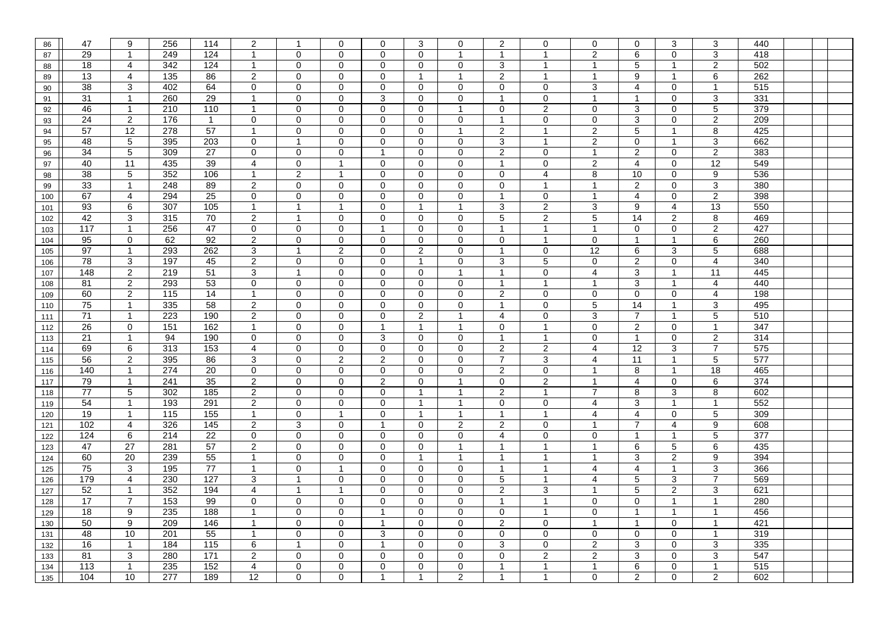| | | | | | | | | | | | | | | | | | | | | |
|---|---|---|---|---|---|---|---|---|---|---|---|---|---|---|---|---|---|---|---|---|
| 86 | 47 | 9 | 256 | 114 | 2 | 1 | 0 | 0 | 3 | 0 | 2 | 0 | 0 | 0 | 3 | 3 | 440 | | | |
| 87 | 29 | 1 | 249 | 124 | 1 | 0 | 0 | 0 | 0 | 1 | 1 | 1 | 2 | 6 | 0 | 3 | 418 | | | |
| 88 | 18 | 4 | 342 | 124 | 1 | 0 | 0 | 0 | 0 | 0 | 3 | 1 | 1 | 5 | 1 | 2 | 502 | | | |
| 89 | 13 | 4 | 135 | 86 | 2 | 0 | 0 | 0 | 1 | 1 | 2 | 1 | 1 | 9 | 1 | 6 | 262 | | | |
| 90 | 38 | 3 | 402 | 64 | 0 | 0 | 0 | 0 | 0 | 0 | 0 | 0 | 3 | 4 | 0 | 1 | 515 | | | |
| 91 | 31 | 1 | 260 | 29 | 1 | 0 | 0 | 3 | 0 | 0 | 1 | 0 | 1 | 1 | 0 | 3 | 331 | | | |
| 92 | 46 | 1 | 210 | 110 | 1 | 0 | 0 | 0 | 0 | 1 | 0 | 2 | 0 | 3 | 0 | 5 | 379 | | | |
| 93 | 24 | 2 | 176 | 1 | 0 | 0 | 0 | 0 | 0 | 0 | 1 | 0 | 0 | 3 | 0 | 2 | 209 | | | |
| 94 | 57 | 12 | 278 | 57 | 1 | 0 | 0 | 0 | 0 | 1 | 2 | 1 | 2 | 5 | 1 | 8 | 425 | | | |
| 95 | 48 | 5 | 395 | 203 | 0 | 1 | 0 | 0 | 0 | 0 | 3 | 1 | 2 | 0 | 1 | 3 | 662 | | | |
| 96 | 34 | 5 | 309 | 27 | 0 | 0 | 0 | 1 | 0 | 0 | 2 | 0 | 1 | 2 | 0 | 2 | 383 | | | |
| 97 | 40 | 11 | 435 | 39 | 4 | 0 | 1 | 0 | 0 | 0 | 1 | 0 | 2 | 4 | 0 | 12 | 549 | | | |
| 98 | 38 | 5 | 352 | 106 | 1 | 2 | 1 | 0 | 0 | 0 | 0 | 4 | 8 | 10 | 0 | 9 | 536 | | | |
| 99 | 33 | 1 | 248 | 89 | 2 | 0 | 0 | 0 | 0 | 0 | 0 | 1 | 1 | 2 | 0 | 3 | 380 | | | |
| 100 | 67 | 4 | 294 | 25 | 0 | 0 | 0 | 0 | 0 | 0 | 1 | 0 | 1 | 4 | 0 | 2 | 398 | | | |
| 101 | 93 | 6 | 307 | 105 | 1 | 1 | 1 | 0 | 1 | 1 | 3 | 2 | 3 | 9 | 4 | 13 | 550 | | | |
| 102 | 42 | 3 | 315 | 70 | 2 | 1 | 0 | 0 | 0 | 0 | 5 | 2 | 5 | 14 | 2 | 8 | 469 | | | |
| 103 | 117 | 1 | 256 | 47 | 0 | 0 | 0 | 1 | 0 | 0 | 1 | 1 | 1 | 0 | 0 | 2 | 427 | | | |
| 104 | 95 | 0 | 62 | 92 | 2 | 0 | 0 | 0 | 0 | 0 | 0 | 1 | 0 | 1 | 1 | 6 | 260 | | | |
| 105 | 97 | 1 | 293 | 262 | 3 | 1 | 2 | 0 | 2 | 0 | 1 | 0 | 12 | 6 | 3 | 5 | 688 | | | |
| 106 | 78 | 3 | 197 | 45 | 2 | 0 | 0 | 0 | 1 | 0 | 3 | 5 | 0 | 2 | 0 | 4 | 340 | | | |
| 107 | 148 | 2 | 219 | 51 | 3 | 1 | 0 | 0 | 0 | 1 | 1 | 0 | 4 | 3 | 1 | 11 | 445 | | | |
| 108 | 81 | 2 | 293 | 53 | 0 | 0 | 0 | 0 | 0 | 0 | 1 | 1 | 1 | 3 | 1 | 4 | 440 | | | |
| 109 | 60 | 2 | 115 | 14 | 1 | 0 | 0 | 0 | 0 | 0 | 2 | 0 | 0 | 0 | 0 | 4 | 198 | | | |
| 110 | 75 | 1 | 335 | 58 | 2 | 0 | 0 | 0 | 0 | 0 | 1 | 0 | 5 | 14 | 1 | 3 | 495 | | | |
| 111 | 71 | 1 | 223 | 190 | 2 | 0 | 0 | 0 | 2 | 1 | 4 | 0 | 3 | 7 | 1 | 5 | 510 | | | |
| 112 | 26 | 0 | 151 | 162 | 1 | 0 | 0 | 1 | 1 | 1 | 0 | 1 | 0 | 2 | 0 | 1 | 347 | | | |
| 113 | 21 | 1 | 94 | 190 | 0 | 0 | 0 | 3 | 0 | 0 | 1 | 1 | 0 | 1 | 0 | 2 | 314 | | | |
| 114 | 69 | 6 | 313 | 153 | 4 | 0 | 0 | 0 | 0 | 0 | 2 | 2 | 4 | 12 | 3 | 7 | 575 | | | |
| 115 | 56 | 2 | 395 | 86 | 3 | 0 | 2 | 2 | 0 | 0 | 7 | 3 | 4 | 11 | 1 | 5 | 577 | | | |
| 116 | 140 | 1 | 274 | 20 | 0 | 0 | 0 | 0 | 0 | 0 | 2 | 0 | 1 | 8 | 1 | 18 | 465 | | | |
| 117 | 79 | 1 | 241 | 35 | 2 | 0 | 0 | 2 | 0 | 1 | 0 | 2 | 1 | 4 | 0 | 6 | 374 | | | |
| 118 | 77 | 5 | 302 | 185 | 2 | 0 | 0 | 0 | 1 | 1 | 2 | 1 | 7 | 8 | 3 | 8 | 602 | | | |
| 119 | 54 | 1 | 193 | 291 | 2 | 0 | 0 | 0 | 1 | 1 | 0 | 0 | 4 | 3 | 1 | 1 | 552 | | | |
| 120 | 19 | 1 | 115 | 155 | 1 | 0 | 1 | 0 | 1 | 1 | 1 | 1 | 4 | 4 | 0 | 5 | 309 | | | |
| 121 | 102 | 4 | 326 | 145 | 2 | 3 | 0 | 1 | 0 | 2 | 2 | 0 | 1 | 7 | 4 | 9 | 608 | | | |
| 122 | 124 | 6 | 214 | 22 | 0 | 0 | 0 | 0 | 0 | 0 | 4 | 0 | 0 | 1 | 1 | 5 | 377 | | | |
| 123 | 47 | 27 | 281 | 57 | 2 | 0 | 0 | 0 | 0 | 1 | 1 | 1 | 1 | 6 | 5 | 6 | 435 | | | |
| 124 | 60 | 20 | 239 | 55 | 1 | 0 | 0 | 0 | 1 | 1 | 1 | 1 | 1 | 3 | 2 | 9 | 394 | | | |
| 125 | 75 | 3 | 195 | 77 | 1 | 0 | 1 | 0 | 0 | 0 | 1 | 1 | 4 | 4 | 1 | 3 | 366 | | | |
| 126 | 179 | 4 | 230 | 127 | 3 | 1 | 0 | 0 | 0 | 0 | 5 | 1 | 4 | 5 | 3 | 7 | 569 | | | |
| 127 | 52 | 1 | 352 | 194 | 4 | 1 | 1 | 0 | 0 | 0 | 2 | 3 | 1 | 5 | 2 | 3 | 621 | | | |
| 128 | 17 | 7 | 153 | 99 | 0 | 0 | 0 | 0 | 0 | 0 | 1 | 1 | 0 | 0 | 1 | 1 | 280 | | | |
| 129 | 18 | 9 | 235 | 188 | 1 | 0 | 0 | 1 | 0 | 0 | 0 | 1 | 0 | 1 | 1 | 1 | 456 | | | |
| 130 | 50 | 9 | 209 | 146 | 1 | 0 | 0 | 1 | 0 | 0 | 2 | 0 | 1 | 1 | 0 | 1 | 421 | | | |
| 131 | 48 | 10 | 201 | 55 | 1 | 0 | 0 | 3 | 0 | 0 | 0 | 0 | 0 | 0 | 0 | 1 | 319 | | | |
| 132 | 16 | 1 | 184 | 115 | 6 | 1 | 0 | 1 | 0 | 0 | 3 | 0 | 2 | 3 | 0 | 3 | 335 | | | |
| 133 | 81 | 3 | 280 | 171 | 2 | 0 | 0 | 0 | 0 | 0 | 0 | 2 | 2 | 3 | 0 | 3 | 547 | | | |
| 134 | 113 | 1 | 235 | 152 | 4 | 0 | 0 | 0 | 0 | 0 | 1 | 1 | 1 | 6 | 0 | 1 | 515 | | | |
| 135 | 104 | 10 | 277 | 189 | 12 | 0 | 0 | 1 | 1 | 2 | 1 | 1 | 0 | 2 | 0 | 2 | 602 | | | |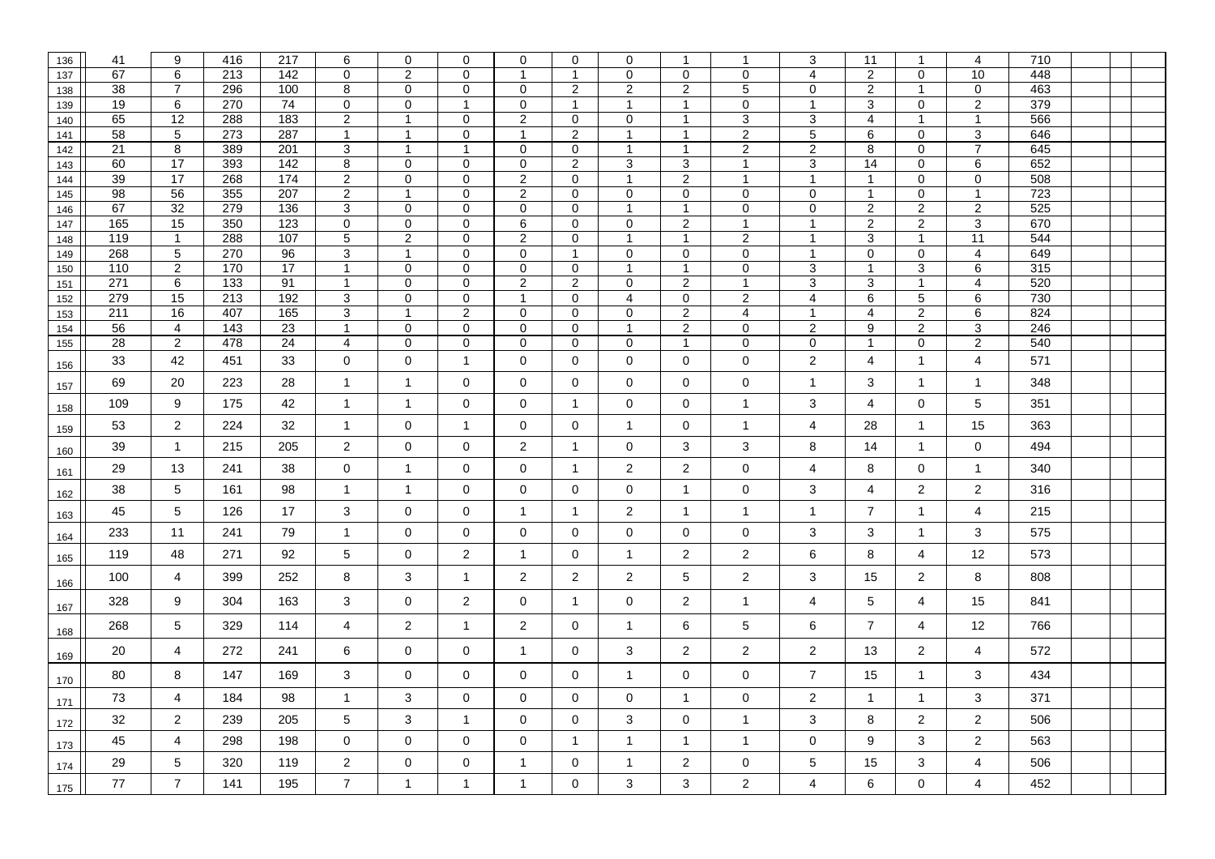| | | | | | | | | | | | | | | | | | | | | |
|---|---|---|---|---|---|---|---|---|---|---|---|---|---|---|---|---|---|---|---|---|
| 136 | 41 | 9 | 416 | 217 | 6 | 0 | 0 | 0 | 0 | 0 | 1 | 1 | 3 | 11 | 1 | 4 | 710 | | | |
| 137 | 67 | 6 | 213 | 142 | 0 | 2 | 0 | 1 | 1 | 0 | 0 | 0 | 4 | 2 | 0 | 10 | 448 | | | |
| 138 | 38 | 7 | 296 | 100 | 8 | 0 | 0 | 0 | 2 | 2 | 2 | 5 | 0 | 2 | 1 | 0 | 463 | | | |
| 139 | 19 | 6 | 270 | 74 | 0 | 0 | 1 | 0 | 1 | 1 | 1 | 0 | 1 | 3 | 0 | 2 | 379 | | | |
| 140 | 65 | 12 | 288 | 183 | 2 | 1 | 0 | 2 | 0 | 0 | 1 | 3 | 3 | 4 | 1 | 1 | 566 | | | |
| 141 | 58 | 5 | 273 | 287 | 1 | 1 | 0 | 1 | 2 | 1 | 1 | 2 | 5 | 6 | 0 | 3 | 646 | | | |
| 142 | 21 | 8 | 389 | 201 | 3 | 1 | 1 | 0 | 0 | 1 | 1 | 2 | 2 | 8 | 0 | 7 | 645 | | | |
| 143 | 60 | 17 | 393 | 142 | 8 | 0 | 0 | 0 | 2 | 3 | 3 | 1 | 3 | 14 | 0 | 6 | 652 | | | |
| 144 | 39 | 17 | 268 | 174 | 2 | 0 | 0 | 2 | 0 | 1 | 2 | 1 | 1 | 1 | 0 | 0 | 508 | | | |
| 145 | 98 | 56 | 355 | 207 | 2 | 1 | 0 | 2 | 0 | 0 | 0 | 0 | 0 | 1 | 0 | 1 | 723 | | | |
| 146 | 67 | 32 | 279 | 136 | 3 | 0 | 0 | 0 | 0 | 1 | 1 | 0 | 0 | 2 | 2 | 2 | 525 | | | |
| 147 | 165 | 15 | 350 | 123 | 0 | 0 | 0 | 6 | 0 | 0 | 2 | 1 | 1 | 2 | 2 | 3 | 670 | | | |
| 148 | 119 | 1 | 288 | 107 | 5 | 2 | 0 | 2 | 0 | 1 | 1 | 2 | 1 | 3 | 1 | 11 | 544 | | | |
| 149 | 268 | 5 | 270 | 96 | 3 | 1 | 0 | 0 | 1 | 0 | 0 | 0 | 1 | 0 | 0 | 4 | 649 | | | |
| 150 | 110 | 2 | 170 | 17 | 1 | 0 | 0 | 0 | 0 | 1 | 1 | 0 | 3 | 1 | 3 | 6 | 315 | | | |
| 151 | 271 | 6 | 133 | 91 | 1 | 0 | 0 | 2 | 2 | 0 | 2 | 1 | 3 | 3 | 1 | 4 | 520 | | | |
| 152 | 279 | 15 | 213 | 192 | 3 | 0 | 0 | 1 | 0 | 4 | 0 | 2 | 4 | 6 | 5 | 6 | 730 | | | |
| 153 | 211 | 16 | 407 | 165 | 3 | 1 | 2 | 0 | 0 | 0 | 2 | 4 | 1 | 4 | 2 | 6 | 824 | | | |
| 154 | 56 | 4 | 143 | 23 | 1 | 0 | 0 | 0 | 0 | 1 | 2 | 0 | 2 | 9 | 2 | 3 | 246 | | | |
| 155 | 28 | 2 | 478 | 24 | 4 | 0 | 0 | 0 | 0 | 0 | 1 | 0 | 0 | 1 | 0 | 2 | 540 | | | |
| 156 | 33 | 42 | 451 | 33 | 0 | 0 | 1 | 0 | 0 | 0 | 0 | 0 | 2 | 4 | 1 | 4 | 571 | | | |
| 157 | 69 | 20 | 223 | 28 | 1 | 1 | 0 | 0 | 0 | 0 | 0 | 0 | 1 | 3 | 1 | 1 | 348 | | | |
| 158 | 109 | 9 | 175 | 42 | 1 | 1 | 0 | 0 | 1 | 0 | 0 | 1 | 3 | 4 | 0 | 5 | 351 | | | |
| 159 | 53 | 2 | 224 | 32 | 1 | 0 | 1 | 0 | 0 | 1 | 0 | 1 | 4 | 28 | 1 | 15 | 363 | | | |
| 160 | 39 | 1 | 215 | 205 | 2 | 0 | 0 | 2 | 1 | 0 | 3 | 3 | 8 | 14 | 1 | 0 | 494 | | | |
| 161 | 29 | 13 | 241 | 38 | 0 | 1 | 0 | 0 | 1 | 2 | 2 | 0 | 4 | 8 | 0 | 1 | 340 | | | |
| 162 | 38 | 5 | 161 | 98 | 1 | 1 | 0 | 0 | 0 | 0 | 1 | 0 | 3 | 4 | 2 | 2 | 316 | | | |
| 163 | 45 | 5 | 126 | 17 | 3 | 0 | 0 | 1 | 1 | 2 | 1 | 1 | 1 | 7 | 1 | 4 | 215 | | | |
| 164 | 233 | 11 | 241 | 79 | 1 | 0 | 0 | 0 | 0 | 0 | 0 | 0 | 3 | 3 | 1 | 3 | 575 | | | |
| 165 | 119 | 48 | 271 | 92 | 5 | 0 | 2 | 1 | 0 | 1 | 2 | 2 | 6 | 8 | 4 | 12 | 573 | | | |
| 166 | 100 | 4 | 399 | 252 | 8 | 3 | 1 | 2 | 2 | 2 | 5 | 2 | 3 | 15 | 2 | 8 | 808 | | | |
| 167 | 328 | 9 | 304 | 163 | 3 | 0 | 2 | 0 | 1 | 0 | 2 | 1 | 4 | 5 | 4 | 15 | 841 | | | |
| 168 | 268 | 5 | 329 | 114 | 4 | 2 | 1 | 2 | 0 | 1 | 6 | 5 | 6 | 7 | 4 | 12 | 766 | | | |
| 169 | 20 | 4 | 272 | 241 | 6 | 0 | 0 | 1 | 0 | 3 | 2 | 2 | 2 | 13 | 2 | 4 | 572 | | | |
| 170 | 80 | 8 | 147 | 169 | 3 | 0 | 0 | 0 | 0 | 1 | 0 | 0 | 7 | 15 | 1 | 3 | 434 | | | |
| 171 | 73 | 4 | 184 | 98 | 1 | 3 | 0 | 0 | 0 | 0 | 1 | 0 | 2 | 1 | 1 | 3 | 371 | | | |
| 172 | 32 | 2 | 239 | 205 | 5 | 3 | 1 | 0 | 0 | 3 | 0 | 1 | 3 | 8 | 2 | 2 | 506 | | | |
| 173 | 45 | 4 | 298 | 198 | 0 | 0 | 0 | 0 | 1 | 1 | 1 | 1 | 0 | 9 | 3 | 2 | 563 | | | |
| 174 | 29 | 5 | 320 | 119 | 2 | 0 | 0 | 1 | 0 | 1 | 2 | 0 | 5 | 15 | 3 | 4 | 506 | | | |
| 175 | 77 | 7 | 141 | 195 | 7 | 1 | 1 | 1 | 0 | 3 | 3 | 2 | 4 | 6 | 0 | 4 | 452 | | | |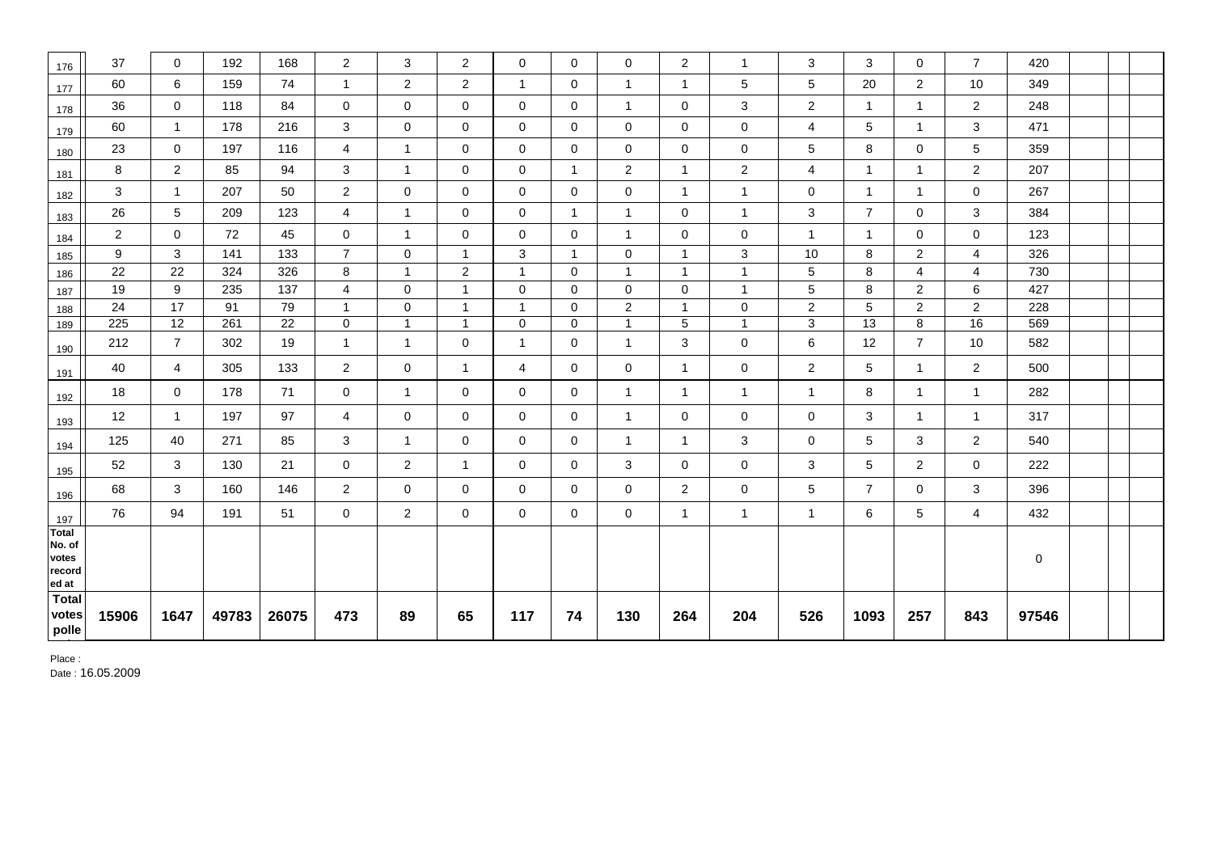| | | | | | | | | | | | | | | | | | | | | |
|---|---|---|---|---|---|---|---|---|---|---|---|---|---|---|---|---|---|---|---|---|
| 176 | 37 | 0 | 192 | 168 | 2 | 3 | 2 | 0 | 0 | 0 | 2 | 1 | 3 | 3 | 0 | 7 | 420 | | | |
| 177 | 60 | 6 | 159 | 74 | 1 | 2 | 2 | 1 | 0 | 1 | 1 | 5 | 5 | 20 | 2 | 10 | 349 | | | |
| 178 | 36 | 0 | 118 | 84 | 0 | 0 | 0 | 0 | 0 | 1 | 0 | 3 | 2 | 1 | 1 | 2 | 248 | | | |
| 179 | 60 | 1 | 178 | 216 | 3 | 0 | 0 | 0 | 0 | 0 | 0 | 0 | 4 | 5 | 1 | 3 | 471 | | | |
| 180 | 23 | 0 | 197 | 116 | 4 | 1 | 0 | 0 | 0 | 0 | 0 | 0 | 5 | 8 | 0 | 5 | 359 | | | |
| 181 | 8 | 2 | 85 | 94 | 3 | 1 | 0 | 0 | 1 | 2 | 1 | 2 | 4 | 1 | 1 | 2 | 207 | | | |
| 182 | 3 | 1 | 207 | 50 | 2 | 0 | 0 | 0 | 0 | 0 | 1 | 1 | 0 | 1 | 1 | 0 | 267 | | | |
| 183 | 26 | 5 | 209 | 123 | 4 | 1 | 0 | 0 | 1 | 1 | 0 | 1 | 3 | 7 | 0 | 3 | 384 | | | |
| 184 | 2 | 0 | 72 | 45 | 0 | 1 | 0 | 0 | 0 | 1 | 0 | 0 | 1 | 1 | 0 | 0 | 123 | | | |
| 185 | 9 | 3 | 141 | 133 | 7 | 0 | 1 | 3 | 1 | 0 | 1 | 3 | 10 | 8 | 2 | 4 | 326 | | | |
| 186 | 22 | 22 | 324 | 326 | 8 | 1 | 2 | 1 | 0 | 1 | 1 | 1 | 5 | 8 | 4 | 4 | 730 | | | |
| 187 | 19 | 9 | 235 | 137 | 4 | 0 | 1 | 0 | 0 | 0 | 0 | 1 | 5 | 8 | 2 | 6 | 427 | | | |
| 188 | 24 | 17 | 91 | 79 | 1 | 0 | 1 | 1 | 0 | 2 | 1 | 0 | 2 | 5 | 2 | 2 | 228 | | | |
| 189 | 225 | 12 | 261 | 22 | 0 | 1 | 1 | 0 | 0 | 1 | 5 | 1 | 3 | 13 | 8 | 16 | 569 | | | |
| 190 | 212 | 7 | 302 | 19 | 1 | 1 | 0 | 1 | 0 | 1 | 3 | 0 | 6 | 12 | 7 | 10 | 582 | | | |
| 191 | 40 | 4 | 305 | 133 | 2 | 0 | 1 | 4 | 0 | 0 | 1 | 0 | 2 | 5 | 1 | 2 | 500 | | | |
| 192 | 18 | 0 | 178 | 71 | 0 | 1 | 0 | 0 | 0 | 1 | 1 | 1 | 1 | 8 | 1 | 1 | 282 | | | |
| 193 | 12 | 1 | 197 | 97 | 4 | 0 | 0 | 0 | 0 | 1 | 0 | 0 | 0 | 3 | 1 | 1 | 317 | | | |
| 194 | 125 | 40 | 271 | 85 | 3 | 1 | 0 | 0 | 0 | 1 | 1 | 3 | 0 | 5 | 3 | 2 | 540 | | | |
| 195 | 52 | 3 | 130 | 21 | 0 | 2 | 1 | 0 | 0 | 3 | 0 | 0 | 3 | 5 | 2 | 0 | 222 | | | |
| 196 | 68 | 3 | 160 | 146 | 2 | 0 | 0 | 0 | 0 | 0 | 2 | 0 | 5 | 7 | 0 | 3 | 396 | | | |
| 197 | 76 | 94 | 191 | 51 | 0 | 2 | 0 | 0 | 0 | 0 | 1 | 1 | 1 | 6 | 5 | 4 | 432 | | | |
| Total No. of votes recorded at | | | | | | | | | | | | | | | | | 0 | | | |
| **Total votes polle** | **15906** | **1647** | **49783** | **26075** | **473** | **89** | **65** | **117** | **74** | **130** | **264** | **204** | **526** | **1093** | **257** | **843** | **97546** | | | |

Place :

Date : 16.05.2009